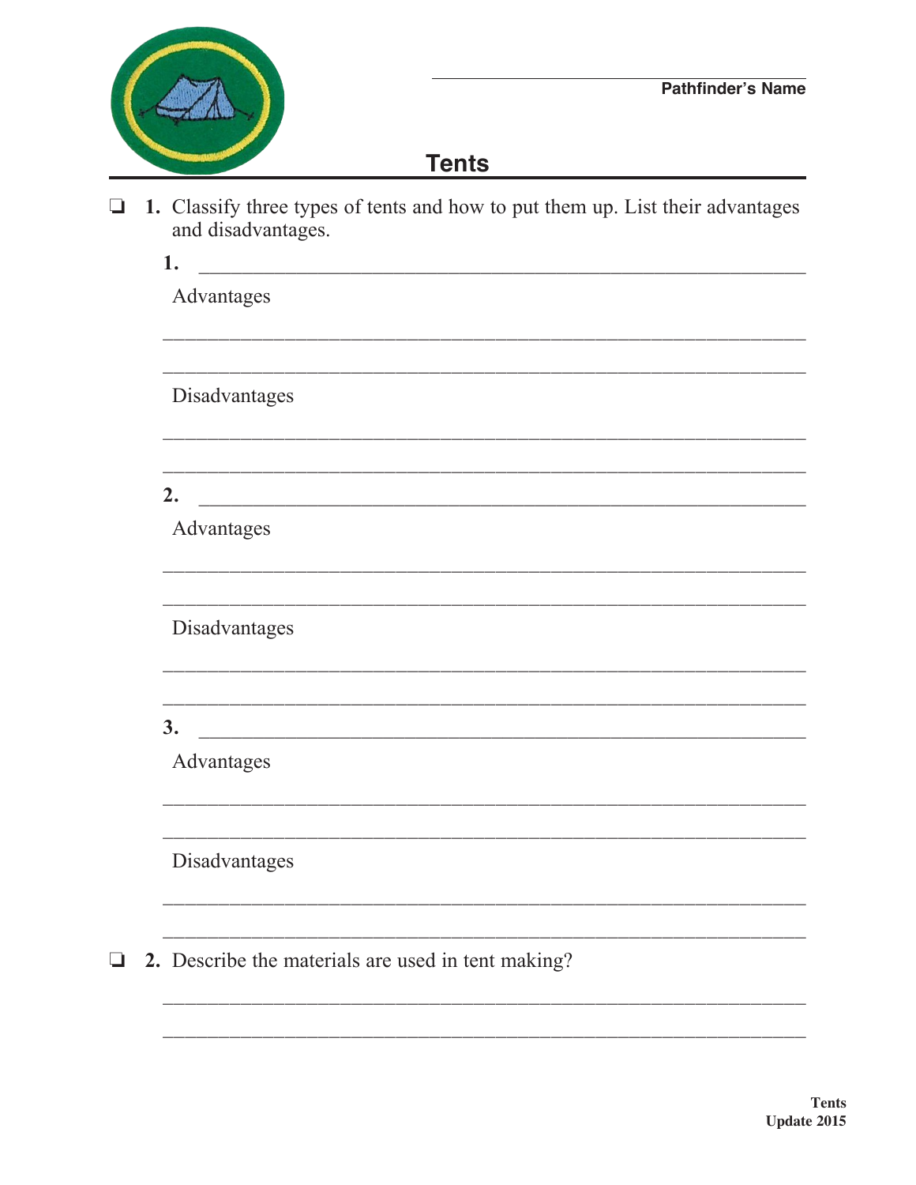Pathfinder's Name

# Tents

- [ ] **1.** Classify three types of tents and how to put them up. List their advantages and disadvantages.

**1.** ______________________________

Advantages

______________________________

______________________________

Disadvantages

______________________________

______________________________

**2.** ______________________________

Advantages

______________________________

______________________________

Disadvantages

______________________________

______________________________

**3.** ______________________________

Advantages

______________________________

______________________________

Disadvantages

______________________________

______________________________

- [ ] **2.** Describe the materials are used in tent making?

______________________________

______________________________

Tents
Update 2015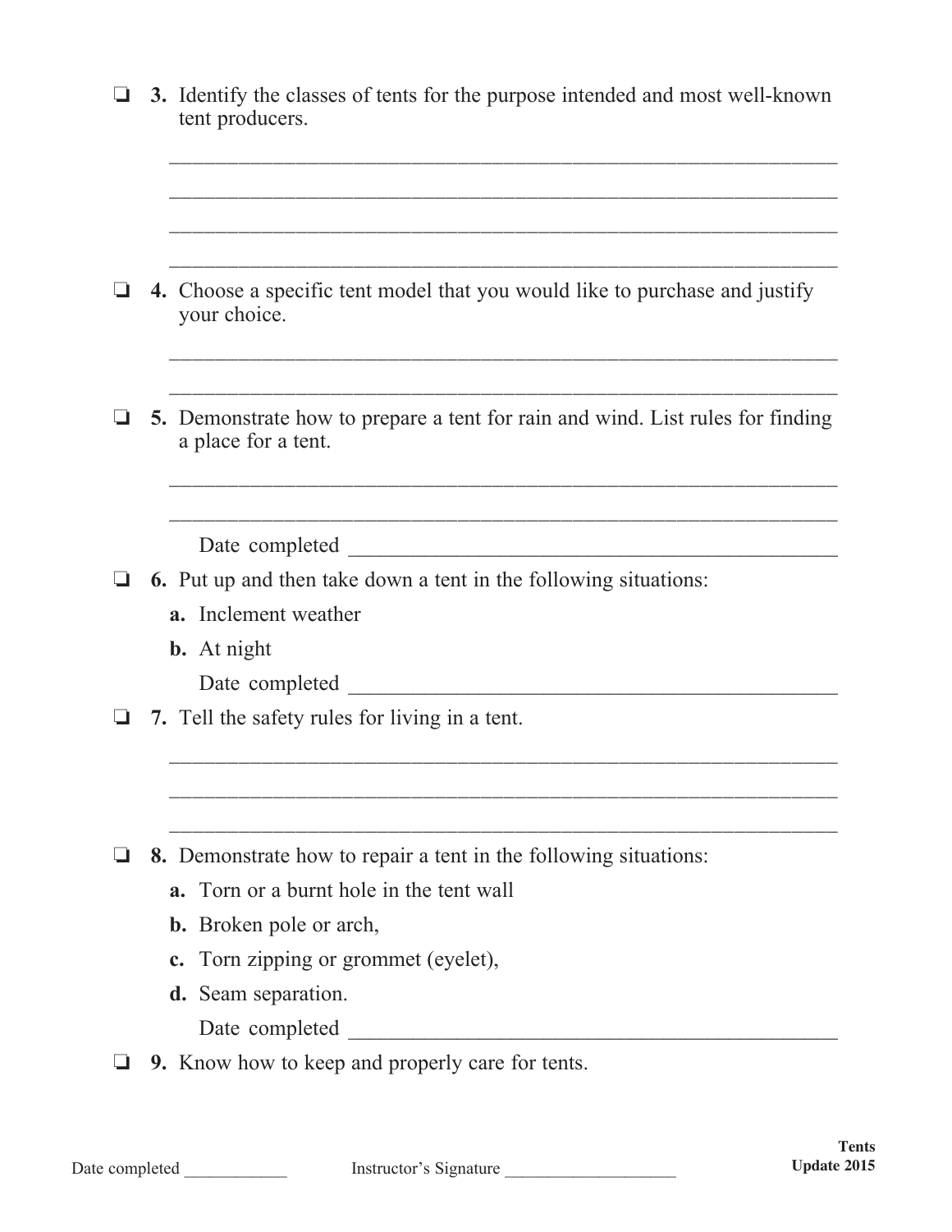❏ **3.** Identify the classes of tents for the purpose intended and most well-known tent producers.

_______________________________________________________________

_______________________________________________________________

_______________________________________________________________

_______________________________________________________________

❏ **4.** Choose a specific tent model that you would like to purchase and justify your choice.

_______________________________________________________________

_______________________________________________________________

❏ **5.** Demonstrate how to prepare a tent for rain and wind. List rules for finding a place for a tent.

_______________________________________________________________

_______________________________________________________________

Date completed ______________________________________________

❏ **6.** Put up and then take down a tent in the following situations:

**a.** Inclement weather

**b.** At night

Date completed ______________________________________________

❏ **7.** Tell the safety rules for living in a tent.

_______________________________________________________________

_______________________________________________________________

_______________________________________________________________

❏ **8.** Demonstrate how to repair a tent in the following situations:

**a.** Torn or a burnt hole in the tent wall

**b.** Broken pole or arch,

**c.** Torn zipping or grommet (eyelet),

**d.** Seam separation.

Date completed ______________________________________________

❏ **9.** Know how to keep and properly care for tents.

Date completed ____________ Instructor's Signature ____________________